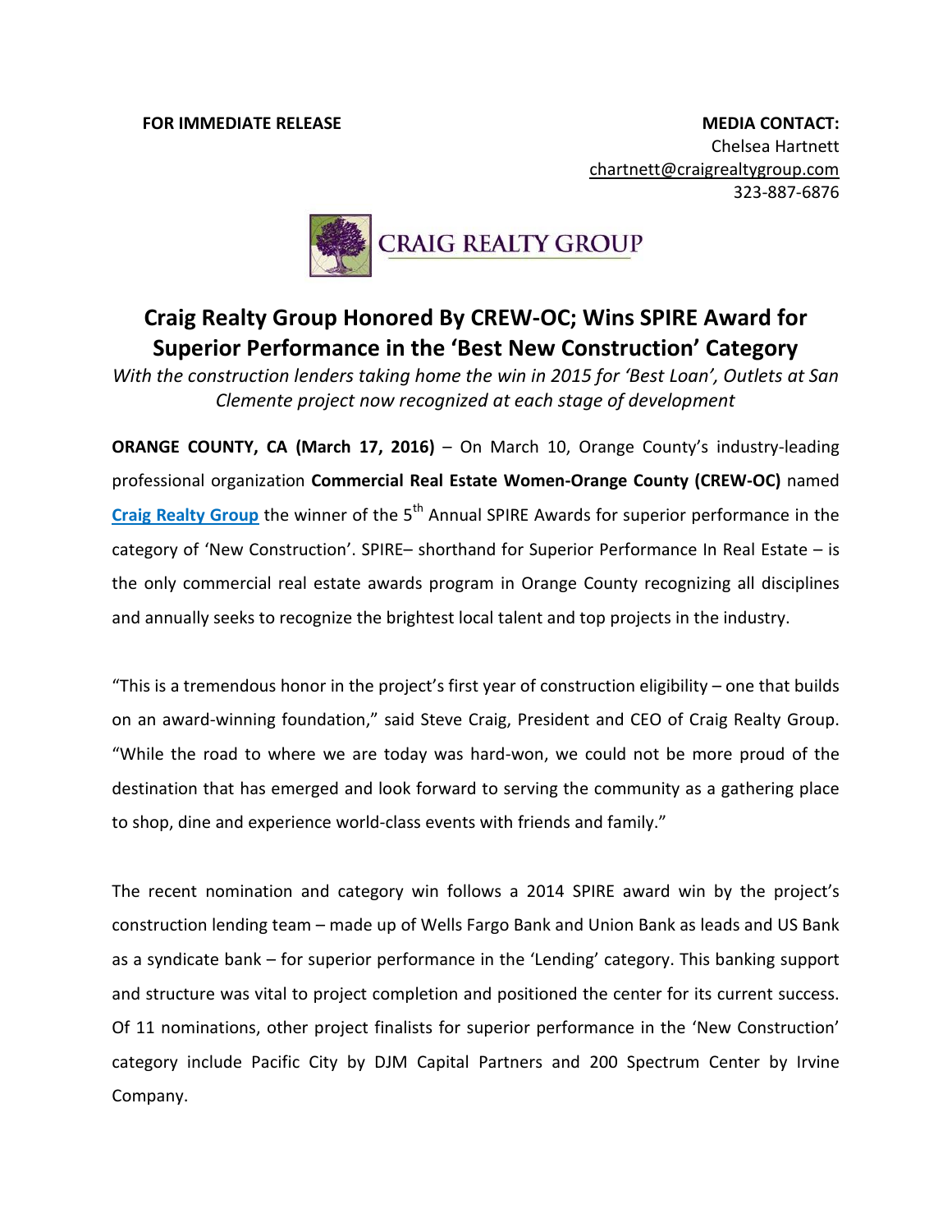**FOR IMMEDIATE RELEASE**

**MEDIA CONTACT:**
Chelsea Hartnett
chartnett@craigrealtygroup.com
323-887-6876

CRAIG REALTY GROUP

# Craig Realty Group Honored By CREW-OC; Wins SPIRE Award for Superior Performance in the 'Best New Construction' Category

*With the construction lenders taking home the win in 2015 for 'Best Loan', Outlets at San Clemente project now recognized at each stage of development*

**ORANGE COUNTY, CA (March 17, 2016)** – On March 10, Orange County's industry-leading professional organization **Commercial Real Estate Women-Orange County (CREW-OC)** named **[Craig Realty Group]** the winner of the 5th Annual SPIRE Awards for superior performance in the category of 'New Construction'. SPIRE– shorthand for Superior Performance In Real Estate – is the only commercial real estate awards program in Orange County recognizing all disciplines and annually seeks to recognize the brightest local talent and top projects in the industry.

"This is a tremendous honor in the project's first year of construction eligibility – one that builds on an award-winning foundation," said Steve Craig, President and CEO of Craig Realty Group. "While the road to where we are today was hard-won, we could not be more proud of the destination that has emerged and look forward to serving the community as a gathering place to shop, dine and experience world-class events with friends and family."

The recent nomination and category win follows a 2014 SPIRE award win by the project's construction lending team – made up of Wells Fargo Bank and Union Bank as leads and US Bank as a syndicate bank – for superior performance in the 'Lending' category. This banking support and structure was vital to project completion and positioned the center for its current success. Of 11 nominations, other project finalists for superior performance in the 'New Construction' category include Pacific City by DJM Capital Partners and 200 Spectrum Center by Irvine Company.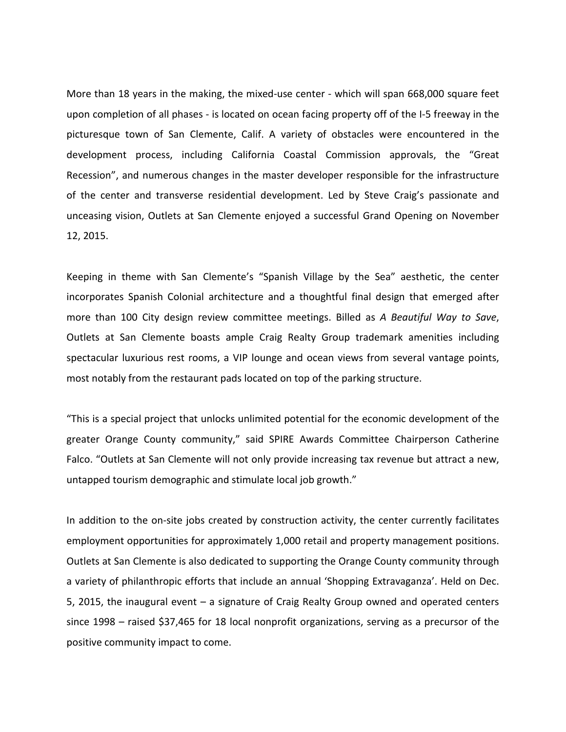More than 18 years in the making, the mixed-use center - which will span 668,000 square feet upon completion of all phases - is located on ocean facing property off of the I-5 freeway in the picturesque town of San Clemente, Calif. A variety of obstacles were encountered in the development process, including California Coastal Commission approvals, the "Great Recession", and numerous changes in the master developer responsible for the infrastructure of the center and transverse residential development. Led by Steve Craig's passionate and unceasing vision, Outlets at San Clemente enjoyed a successful Grand Opening on November 12, 2015.

Keeping in theme with San Clemente's "Spanish Village by the Sea" aesthetic, the center incorporates Spanish Colonial architecture and a thoughtful final design that emerged after more than 100 City design review committee meetings. Billed as *A Beautiful Way to Save*, Outlets at San Clemente boasts ample Craig Realty Group trademark amenities including spectacular luxurious rest rooms, a VIP lounge and ocean views from several vantage points, most notably from the restaurant pads located on top of the parking structure.

"This is a special project that unlocks unlimited potential for the economic development of the greater Orange County community," said SPIRE Awards Committee Chairperson Catherine Falco. "Outlets at San Clemente will not only provide increasing tax revenue but attract a new, untapped tourism demographic and stimulate local job growth."

In addition to the on-site jobs created by construction activity, the center currently facilitates employment opportunities for approximately 1,000 retail and property management positions. Outlets at San Clemente is also dedicated to supporting the Orange County community through a variety of philanthropic efforts that include an annual 'Shopping Extravaganza'. Held on Dec. 5, 2015, the inaugural event – a signature of Craig Realty Group owned and operated centers since 1998 – raised $37,465 for 18 local nonprofit organizations, serving as a precursor of the positive community impact to come.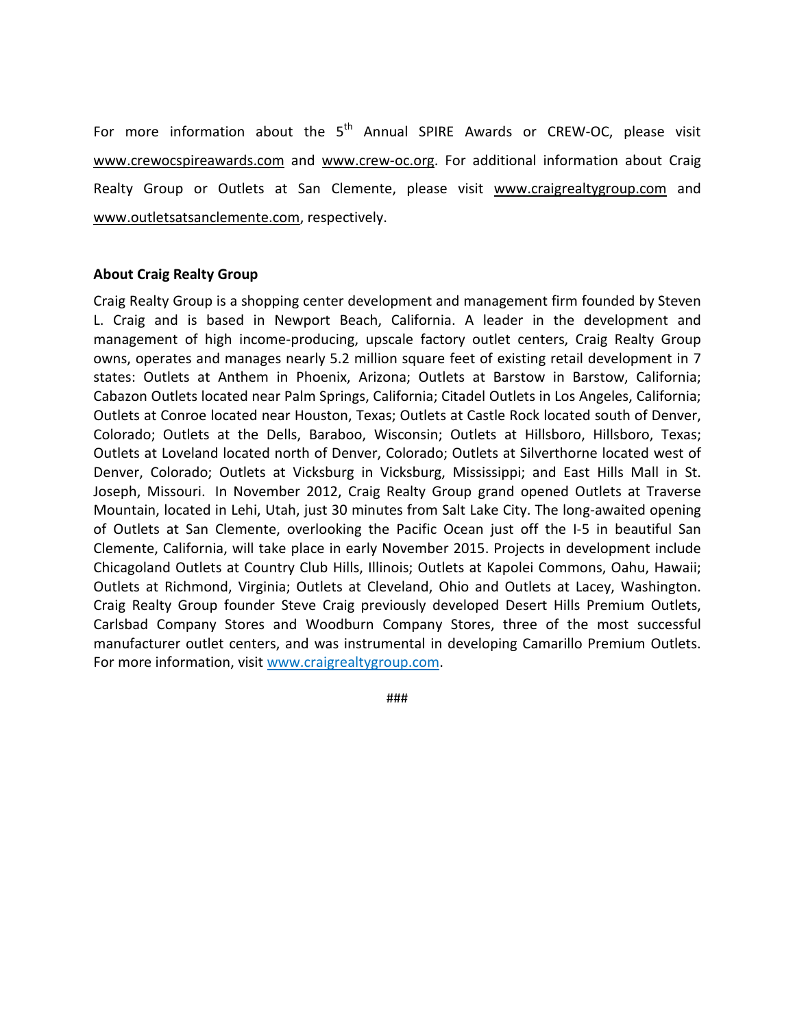For more information about the 5th Annual SPIRE Awards or CREW-OC, please visit www.crewocspireawards.com and www.crew-oc.org. For additional information about Craig Realty Group or Outlets at San Clemente, please visit www.craigrealtygroup.com and www.outletsatsanclemente.com, respectively.

**About Craig Realty Group**

Craig Realty Group is a shopping center development and management firm founded by Steven L. Craig and is based in Newport Beach, California. A leader in the development and management of high income-producing, upscale factory outlet centers, Craig Realty Group owns, operates and manages nearly 5.2 million square feet of existing retail development in 7 states: Outlets at Anthem in Phoenix, Arizona; Outlets at Barstow in Barstow, California; Cabazon Outlets located near Palm Springs, California; Citadel Outlets in Los Angeles, California; Outlets at Conroe located near Houston, Texas; Outlets at Castle Rock located south of Denver, Colorado; Outlets at the Dells, Baraboo, Wisconsin; Outlets at Hillsboro, Hillsboro, Texas; Outlets at Loveland located north of Denver, Colorado; Outlets at Silverthorne located west of Denver, Colorado; Outlets at Vicksburg in Vicksburg, Mississippi; and East Hills Mall in St. Joseph, Missouri. In November 2012, Craig Realty Group grand opened Outlets at Traverse Mountain, located in Lehi, Utah, just 30 minutes from Salt Lake City. The long-awaited opening of Outlets at San Clemente, overlooking the Pacific Ocean just off the I-5 in beautiful San Clemente, California, will take place in early November 2015. Projects in development include Chicagoland Outlets at Country Club Hills, Illinois; Outlets at Kapolei Commons, Oahu, Hawaii; Outlets at Richmond, Virginia; Outlets at Cleveland, Ohio and Outlets at Lacey, Washington. Craig Realty Group founder Steve Craig previously developed Desert Hills Premium Outlets, Carlsbad Company Stores and Woodburn Company Stores, three of the most successful manufacturer outlet centers, and was instrumental in developing Camarillo Premium Outlets. For more information, visit www.craigrealtygroup.com.

###